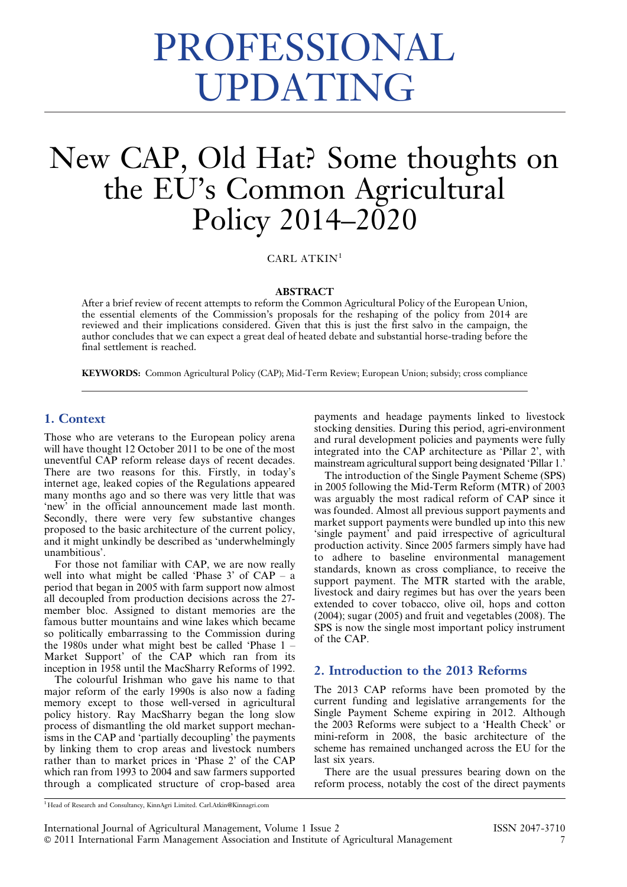# PROFESSIONAL UPDATING

# New CAP, Old Hat? Some thoughts on the EU's Common Agricultural Policy 2014–2020

CARL ATKIN[1]

### ABSTRACT

After a brief review of recent attempts to reform the Common Agricultural Policy of the European Union, the essential elements of the Commission's proposals for the reshaping of the policy from 2014 are reviewed and their implications considered. Given that this is just the first salvo in the campaign, the author concludes that we can expect a great deal of heated debate and substantial horse-trading before the final settlement is reached.

**KEYWORDS:** Common Agricultural Policy (CAP); Mid-Term Review; European Union; subsidy; cross compliance

## 1. Context

Those who are veterans to the European policy arena will have thought 12 October 2011 to be one of the most uneventful CAP reform release days of recent decades. There are two reasons for this. Firstly, in today's internet age, leaked copies of the Regulations appeared many months ago and so there was very little that was 'new' in the official announcement made last month. Secondly, there were very few substantive changes proposed to the basic architecture of the current policy, and it might unkindly be described as 'underwhelmingly unambitious'.

For those not familiar with CAP, we are now really well into what might be called 'Phase 3' of CAP – a period that began in 2005 with farm support now almost all decoupled from production decisions across the 27-member bloc. Assigned to distant memories are the famous butter mountains and wine lakes which became so politically embarrassing to the Commission during the 1980s under what might best be called 'Phase 1 – Market Support' of the CAP which ran from its inception in 1958 until the MacSharry Reforms of 1992.

The colourful Irishman who gave his name to that major reform of the early 1990s is also now a fading memory except to those well-versed in agricultural policy history. Ray MacSharry began the long slow process of dismantling the old market support mechanisms in the CAP and 'partially decoupling' the payments by linking them to crop areas and livestock numbers rather than to market prices in 'Phase 2' of the CAP which ran from 1993 to 2004 and saw farmers supported through a complicated structure of crop-based area payments and headage payments linked to livestock stocking densities. During this period, agri-environment and rural development policies and payments were fully integrated into the CAP architecture as 'Pillar 2', with mainstream agricultural support being designated 'Pillar 1.'

The introduction of the Single Payment Scheme (SPS) in 2005 following the Mid-Term Reform (MTR) of 2003 was arguably the most radical reform of CAP since it was founded. Almost all previous support payments and market support payments were bundled up into this new 'single payment' and paid irrespective of agricultural production activity. Since 2005 farmers simply have had to adhere to baseline environmental management standards, known as cross compliance, to receive the support payment. The MTR started with the arable, livestock and dairy regimes but has over the years been extended to cover tobacco, olive oil, hops and cotton (2004); sugar (2005) and fruit and vegetables (2008). The SPS is now the single most important policy instrument of the CAP.

## 2. Introduction to the 2013 Reforms

The 2013 CAP reforms have been promoted by the current funding and legislative arrangements for the Single Payment Scheme expiring in 2012. Although the 2003 Reforms were subject to a 'Health Check' or mini-reform in 2008, the basic architecture of the scheme has remained unchanged across the EU for the last six years.

There are the usual pressures bearing down on the reform process, notably the cost of the direct payments

[1] Head of Research and Consultancy, KinnAgri Limited. Carl.Atkin@Kinnagri.com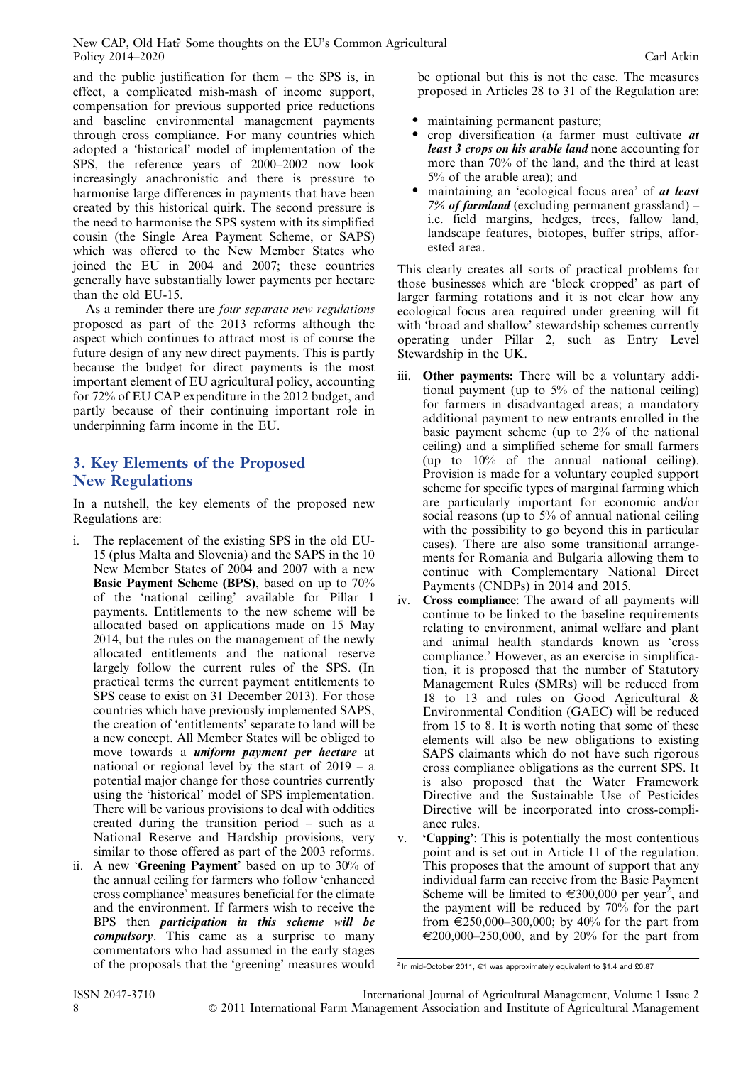and the public justification for them – the SPS is, in effect, a complicated mish-mash of income support, compensation for previous supported price reductions and baseline environmental management payments through cross compliance. For many countries which adopted a 'historical' model of implementation of the SPS, the reference years of 2000–2002 now look increasingly anachronistic and there is pressure to harmonise large differences in payments that have been created by this historical quirk. The second pressure is the need to harmonise the SPS system with its simplified cousin (the Single Area Payment Scheme, or SAPS) which was offered to the New Member States who joined the EU in 2004 and 2007; these countries generally have substantially lower payments per hectare than the old EU-15.

As a reminder there are *four separate new regulations* proposed as part of the 2013 reforms although the aspect which continues to attract most is of course the future design of any new direct payments. This is partly because the budget for direct payments is the most important element of EU agricultural policy, accounting for 72% of EU CAP expenditure in the 2012 budget, and partly because of their continuing important role in underpinning farm income in the EU.

## 3. Key Elements of the Proposed New Regulations

In a nutshell, the key elements of the proposed new Regulations are:

i. The replacement of the existing SPS in the old EU-15 (plus Malta and Slovenia) and the SAPS in the 10 New Member States of 2004 and 2007 with a new **Basic Payment Scheme (BPS)**, based on up to 70% of the 'national ceiling' available for Pillar 1 payments. Entitlements to the new scheme will be allocated based on applications made on 15 May 2014, but the rules on the management of the newly allocated entitlements and the national reserve largely follow the current rules of the SPS. (In practical terms the current payment entitlements to SPS cease to exist on 31 December 2013). For those countries which have previously implemented SAPS, the creation of 'entitlements' separate to land will be a new concept. All Member States will be obliged to move towards a ***uniform payment per hectare*** at national or regional level by the start of 2019 – a potential major change for those countries currently using the 'historical' model of SPS implementation. There will be various provisions to deal with oddities created during the transition period – such as a National Reserve and Hardship provisions, very similar to those offered as part of the 2003 reforms.

ii. A new '**Greening Payment**' based on up to 30% of the annual ceiling for farmers who follow 'enhanced cross compliance' measures beneficial for the climate and the environment. If farmers wish to receive the BPS then ***participation in this scheme will be compulsory***. This came as a surprise to many commentators who had assumed in the early stages of the proposals that the 'greening' measures would be optional but this is not the case. The measures proposed in Articles 28 to 31 of the Regulation are:

   - maintaining permanent pasture;
   - crop diversification (a farmer must cultivate ***at least 3 crops on his arable land*** none accounting for more than 70% of the land, and the third at least 5% of the arable area); and
   - maintaining an 'ecological focus area' of ***at least 7% of farmland*** (excluding permanent grassland) – i.e. field margins, hedges, trees, fallow land, landscape features, biotopes, buffer strips, afforested area.

   This clearly creates all sorts of practical problems for those businesses which are 'block cropped' as part of larger farming rotations and it is not clear how any ecological focus area required under greening will fit with 'broad and shallow' stewardship schemes currently operating under Pillar 2, such as Entry Level Stewardship in the UK.

iii. **Other payments:** There will be a voluntary additional payment (up to 5% of the national ceiling) for farmers in disadvantaged areas; a mandatory additional payment to new entrants enrolled in the basic payment scheme (up to 2% of the national ceiling) and a simplified scheme for small farmers (up to 10% of the annual national ceiling). Provision is made for a voluntary coupled support scheme for specific types of marginal farming which are particularly important for economic and/or social reasons (up to 5% of annual national ceiling with the possibility to go beyond this in particular cases). There are also some transitional arrangements for Romania and Bulgaria allowing them to continue with Complementary National Direct Payments (CNDPs) in 2014 and 2015.

iv. **Cross compliance**: The award of all payments will continue to be linked to the baseline requirements relating to environment, animal welfare and plant and animal health standards known as 'cross compliance.' However, as an exercise in simplification, it is proposed that the number of Statutory Management Rules (SMRs) will be reduced from 18 to 13 and rules on Good Agricultural & Environmental Condition (GAEC) will be reduced from 15 to 8. It is worth noting that some of these elements will also be new obligations to existing SAPS claimants which do not have such rigorous cross compliance obligations as the current SPS. It is also proposed that the Water Framework Directive and the Sustainable Use of Pesticides Directive will be incorporated into cross-compliance rules.

v. **'Capping'**: This is potentially the most contentious point and is set out in Article 11 of the regulation. This proposes that the amount of support that any individual farm can receive from the Basic Payment Scheme will be limited to €300,000 per year[2], and the payment will be reduced by 70% for the part from €250,000–300,000; by 40% for the part from €200,000–250,000, and by 20% for the part from

[2] In mid-October 2011, €1 was approximately equivalent to $1.4 and £0.87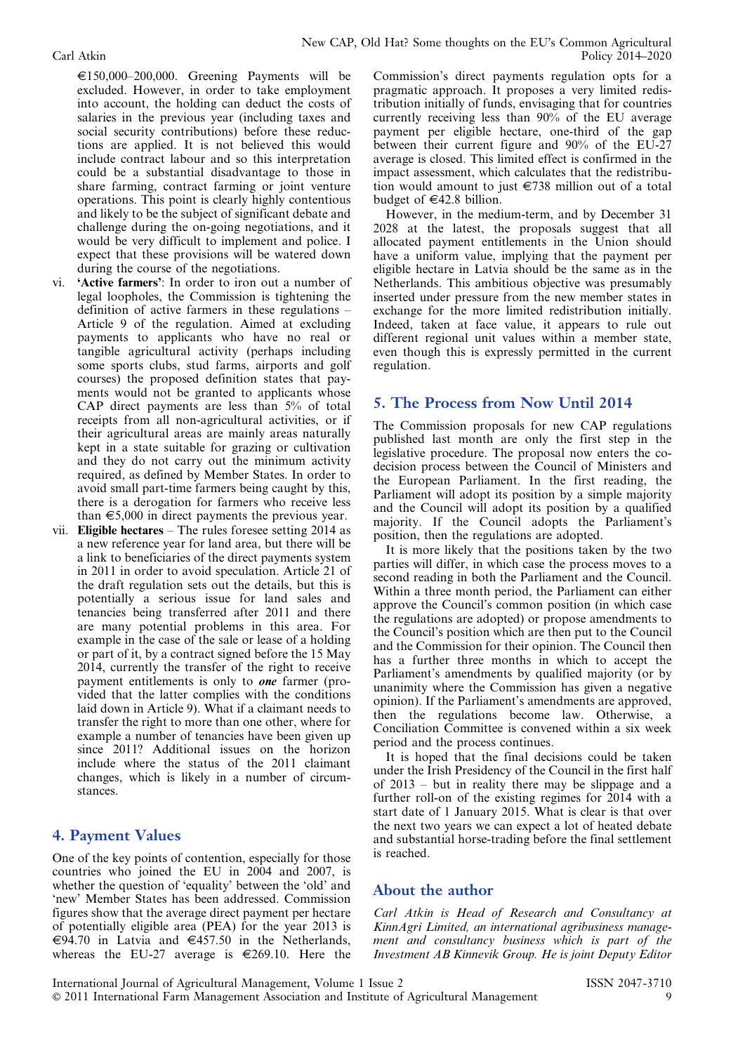€150,000–200,000. Greening Payments will be excluded. However, in order to take employment into account, the holding can deduct the costs of salaries in the previous year (including taxes and social security contributions) before these reductions are applied. It is not believed this would include contract labour and so this interpretation could be a substantial disadvantage to those in share farming, contract farming or joint venture operations. This point is clearly highly contentious and likely to be the subject of significant debate and challenge during the on-going negotiations, and it would be very difficult to implement and police. I expect that these provisions will be watered down during the course of the negotiations.

vi. **'Active farmers'**: In order to iron out a number of legal loopholes, the Commission is tightening the definition of active farmers in these regulations – Article 9 of the regulation. Aimed at excluding payments to applicants who have no real or tangible agricultural activity (perhaps including some sports clubs, stud farms, airports and golf courses) the proposed definition states that payments would not be granted to applicants whose CAP direct payments are less than 5% of total receipts from all non-agricultural activities, or if their agricultural areas are mainly areas naturally kept in a state suitable for grazing or cultivation and they do not carry out the minimum activity required, as defined by Member States. In order to avoid small part-time farmers being caught by this, there is a derogation for farmers who receive less than €5,000 in direct payments the previous year.

vii. **Eligible hectares** – The rules foresee setting 2014 as a new reference year for land area, but there will be a link to beneficiaries of the direct payments system in 2011 in order to avoid speculation. Article 21 of the draft regulation sets out the details, but this is potentially a serious issue for land sales and tenancies being transferred after 2011 and there are many potential problems in this area. For example in the case of the sale or lease of a holding or part of it, by a contract signed before the 15 May 2014, currently the transfer of the right to receive payment entitlements is only to ***one*** farmer (provided that the latter complies with the conditions laid down in Article 9). What if a claimant needs to transfer the right to more than one other, where for example a number of tenancies have been given up since 2011? Additional issues on the horizon include where the status of the 2011 claimant changes, which is likely in a number of circumstances.

## 4. Payment Values

One of the key points of contention, especially for those countries who joined the EU in 2004 and 2007, is whether the question of 'equality' between the 'old' and 'new' Member States has been addressed. Commission figures show that the average direct payment per hectare of potentially eligible area (PEA) for the year 2013 is €94.70 in Latvia and €457.50 in the Netherlands, whereas the EU-27 average is €269.10. Here the Commission's direct payments regulation opts for a pragmatic approach. It proposes a very limited redistribution initially of funds, envisaging that for countries currently receiving less than 90% of the EU average payment per eligible hectare, one-third of the gap between their current figure and 90% of the EU-27 average is closed. This limited effect is confirmed in the impact assessment, which calculates that the redistribution would amount to just €738 million out of a total budget of €42.8 billion.

However, in the medium-term, and by December 31 2028 at the latest, the proposals suggest that all allocated payment entitlements in the Union should have a uniform value, implying that the payment per eligible hectare in Latvia should be the same as in the Netherlands. This ambitious objective was presumably inserted under pressure from the new member states in exchange for the more limited redistribution initially. Indeed, taken at face value, it appears to rule out different regional unit values within a member state, even though this is expressly permitted in the current regulation.

## 5. The Process from Now Until 2014

The Commission proposals for new CAP regulations published last month are only the first step in the legislative procedure. The proposal now enters the co-decision process between the Council of Ministers and the European Parliament. In the first reading, the Parliament will adopt its position by a simple majority and the Council will adopt its position by a qualified majority. If the Council adopts the Parliament's position, then the regulations are adopted.

It is more likely that the positions taken by the two parties will differ, in which case the process moves to a second reading in both the Parliament and the Council. Within a three month period, the Parliament can either approve the Council's common position (in which case the regulations are adopted) or propose amendments to the Council's position which are then put to the Council and the Commission for their opinion. The Council then has a further three months in which to accept the Parliament's amendments by qualified majority (or by unanimity where the Commission has given a negative opinion). If the Parliament's amendments are approved, then the regulations become law. Otherwise, a Conciliation Committee is convened within a six week period and the process continues.

It is hoped that the final decisions could be taken under the Irish Presidency of the Council in the first half of 2013 – but in reality there may be slippage and a further roll-on of the existing regimes for 2014 with a start date of 1 January 2015. What is clear is that over the next two years we can expect a lot of heated debate and substantial horse-trading before the final settlement is reached.

## About the author

*Carl Atkin is Head of Research and Consultancy at KinnAgri Limited, an international agribusiness management and consultancy business which is part of the Investment AB Kinnevik Group. He is joint Deputy Editor*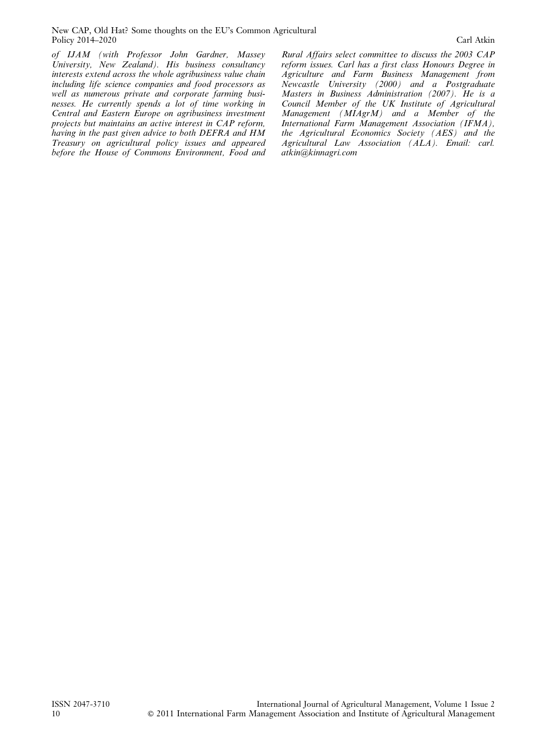*of IJAM (with Professor John Gardner, Massey University, New Zealand). His business consultancy interests extend across the whole agribusiness value chain including life science companies and food processors as well as numerous private and corporate farming businesses. He currently spends a lot of time working in Central and Eastern Europe on agribusiness investment projects but maintains an active interest in CAP reform, having in the past given advice to both DEFRA and HM Treasury on agricultural policy issues and appeared before the House of Commons Environment, Food and Rural Affairs select committee to discuss the 2003 CAP reform issues. Carl has a first class Honours Degree in Agriculture and Farm Business Management from Newcastle University (2000) and a Postgraduate Masters in Business Administration (2007). He is a Council Member of the UK Institute of Agricultural Management (MIAgrM) and a Member of the International Farm Management Association (IFMA), the Agricultural Economics Society (AES) and the Agricultural Law Association (ALA). Email: carl.atkin@kinnagri.com*